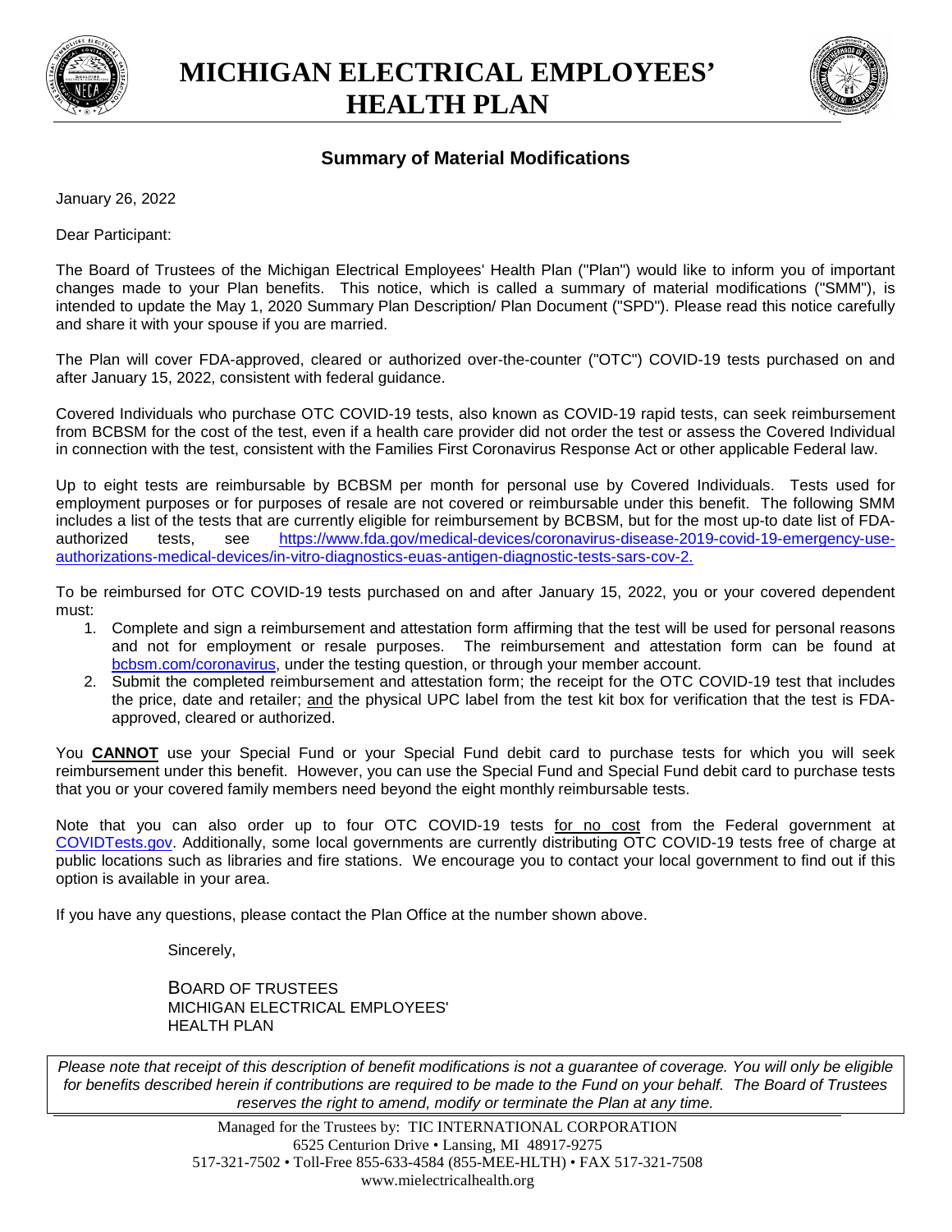# MICHIGAN ELECTRICAL EMPLOYEES' HEALTH PLAN

## Summary of Material Modifications

January 26, 2022

Dear Participant:

The Board of Trustees of the Michigan Electrical Employees' Health Plan ("Plan") would like to inform you of important changes made to your Plan benefits. This notice, which is called a summary of material modifications ("SMM"), is intended to update the May 1, 2020 Summary Plan Description/ Plan Document ("SPD"). Please read this notice carefully and share it with your spouse if you are married.

The Plan will cover FDA-approved, cleared or authorized over-the-counter ("OTC") COVID-19 tests purchased on and after January 15, 2022, consistent with federal guidance.

Covered Individuals who purchase OTC COVID-19 tests, also known as COVID-19 rapid tests, can seek reimbursement from BCBSM for the cost of the test, even if a health care provider did not order the test or assess the Covered Individual in connection with the test, consistent with the Families First Coronavirus Response Act or other applicable Federal law.

Up to eight tests are reimbursable by BCBSM per month for personal use by Covered Individuals. Tests used for employment purposes or for purposes of resale are not covered or reimbursable under this benefit. The following SMM includes a list of the tests that are currently eligible for reimbursement by BCBSM, but for the most up-to date list of FDA-authorized tests, see https://www.fda.gov/medical-devices/coronavirus-disease-2019-covid-19-emergency-use-authorizations-medical-devices/in-vitro-diagnostics-euas-antigen-diagnostic-tests-sars-cov-2.

To be reimbursed for OTC COVID-19 tests purchased on and after January 15, 2022, you or your covered dependent must:

1. Complete and sign a reimbursement and attestation form affirming that the test will be used for personal reasons and not for employment or resale purposes. The reimbursement and attestation form can be found at bcbsm.com/coronavirus, under the testing question, or through your member account.
2. Submit the completed reimbursement and attestation form; the receipt for the OTC COVID-19 test that includes the price, date and retailer; <u>and</u> the physical UPC label from the test kit box for verification that the test is FDA-approved, cleared or authorized.

You **<u>CANNOT</u>** use your Special Fund or your Special Fund debit card to purchase tests for which you will seek reimbursement under this benefit. However, you can use the Special Fund and Special Fund debit card to purchase tests that you or your covered family members need beyond the eight monthly reimbursable tests.

Note that you can also order up to four OTC COVID-19 tests <u>for no cost</u> from the Federal government at COVIDTests.gov. Additionally, some local governments are currently distributing OTC COVID-19 tests free of charge at public locations such as libraries and fire stations. We encourage you to contact your local government to find out if this option is available in your area.

If you have any questions, please contact the Plan Office at the number shown above.

Sincerely,

BOARD OF TRUSTEES
MICHIGAN ELECTRICAL EMPLOYEES'
HEALTH PLAN

*Please note that receipt of this description of benefit modifications is not a guarantee of coverage. You will only be eligible for benefits described herein if contributions are required to be made to the Fund on your behalf. The Board of Trustees reserves the right to amend, modify or terminate the Plan at any time.*

Managed for the Trustees by: TIC INTERNATIONAL CORPORATION
6525 Centurion Drive • Lansing, MI 48917-9275
517-321-7502 • Toll-Free 855-633-4584 (855-MEE-HLTH) • FAX 517-321-7508
www.mielectricalhealth.org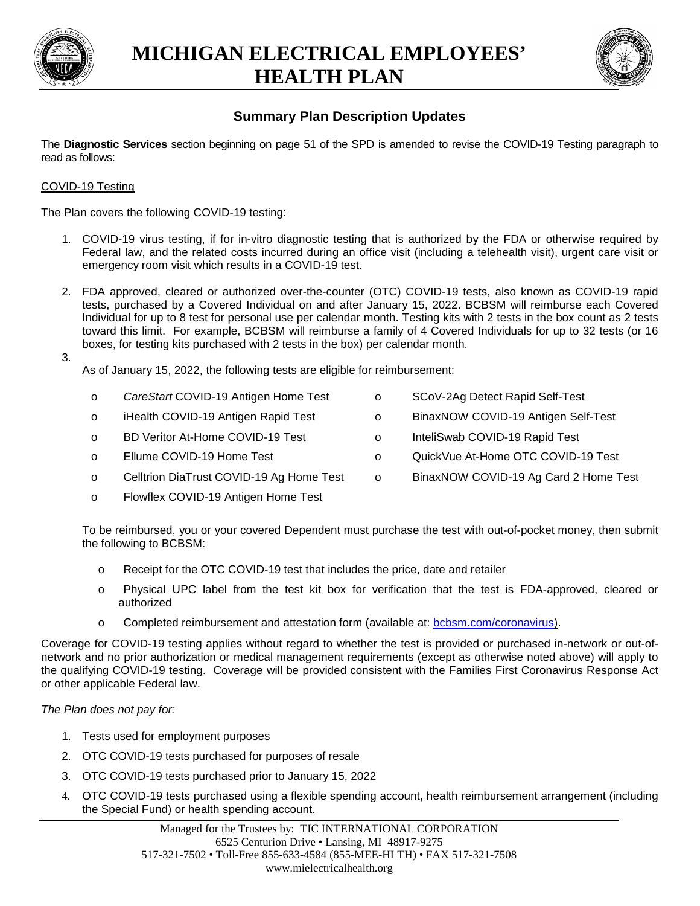# MICHIGAN ELECTRICAL EMPLOYEES' HEALTH PLAN

## Summary Plan Description Updates

The **Diagnostic Services** section beginning on page 51 of the SPD is amended to revise the COVID-19 Testing paragraph to read as follows:

COVID-19 Testing

The Plan covers the following COVID-19 testing:

1. COVID-19 virus testing, if for in-vitro diagnostic testing that is authorized by the FDA or otherwise required by Federal law, and the related costs incurred during an office visit (including a telehealth visit), urgent care visit or emergency room visit which results in a COVID-19 test.

2. FDA approved, cleared or authorized over-the-counter (OTC) COVID-19 tests, also known as COVID-19 rapid tests, purchased by a Covered Individual on and after January 15, 2022. BCBSM will reimburse each Covered Individual for up to 8 test for personal use per calendar month. Testing kits with 2 tests in the box count as 2 tests toward this limit. For example, BCBSM will reimburse a family of 4 Covered Individuals for up to 32 tests (or 16 boxes, for testing kits purchased with 2 tests in the box) per calendar month.

3. As of January 15, 2022, the following tests are eligible for reimbursement:

   - *CareStart* COVID-19 Antigen Home Test
   - iHealth COVID-19 Antigen Rapid Test
   - BD Veritor At-Home COVID-19 Test
   - Ellume COVID-19 Home Test
   - Celltrion DiaTrust COVID-19 Ag Home Test
   - Flowflex COVID-19 Antigen Home Test
   - SCoV-2Ag Detect Rapid Self-Test
   - BinaxNOW COVID-19 Antigen Self-Test
   - InteliSwab COVID-19 Rapid Test
   - QuickVue At-Home OTC COVID-19 Test
   - BinaxNOW COVID-19 Ag Card 2 Home Test

   To be reimbursed, you or your covered Dependent must purchase the test with out-of-pocket money, then submit the following to BCBSM:

   - Receipt for the OTC COVID-19 test that includes the price, date and retailer
   - Physical UPC label from the test kit box for verification that the test is FDA-approved, cleared or authorized
   - Completed reimbursement and attestation form (available at: bcbsm.com/coronavirus).

Coverage for COVID-19 testing applies without regard to whether the test is provided or purchased in-network or out-of-network and no prior authorization or medical management requirements (except as otherwise noted above) will apply to the qualifying COVID-19 testing. Coverage will be provided consistent with the Families First Coronavirus Response Act or other applicable Federal law.

*The Plan does not pay for:*

1. Tests used for employment purposes
2. OTC COVID-19 tests purchased for purposes of resale
3. OTC COVID-19 tests purchased prior to January 15, 2022
4. OTC COVID-19 tests purchased using a flexible spending account, health reimbursement arrangement (including the Special Fund) or health spending account.

Managed for the Trustees by: TIC INTERNATIONAL CORPORATION
6525 Centurion Drive • Lansing, MI 48917-9275
517-321-7502 • Toll-Free 855-633-4584 (855-MEE-HLTH) • FAX 517-321-7508
www.mielectricalhealth.org